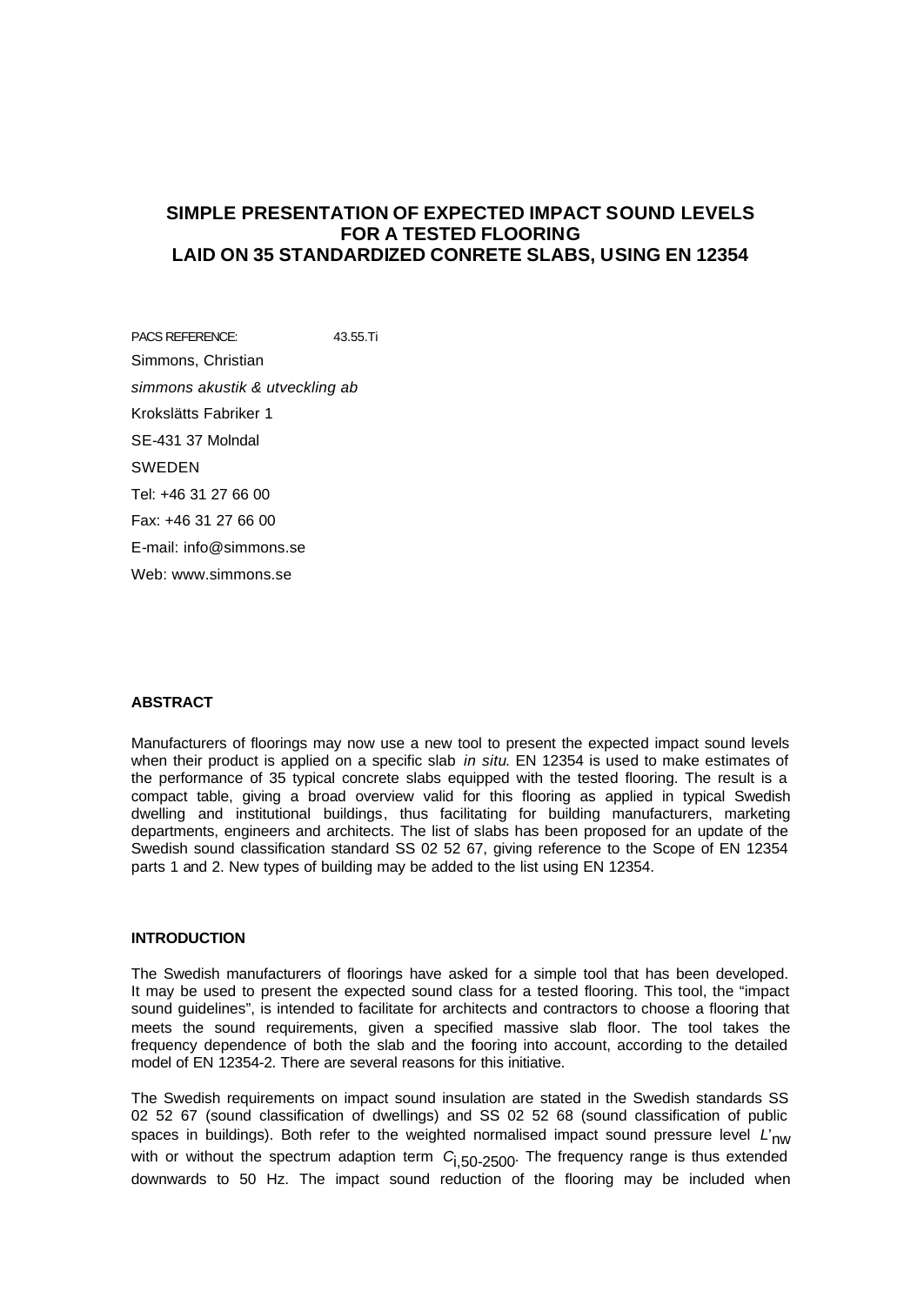# SIMPLE PRESENTATION OF EXPECTED IMPACT SOUND LEVELS FOR A TESTED FLOORING LAID ON 35 STANDARDIZED CONRETE SLABS, USING EN 12354

PACS REFERENCE: 43.55.Ti

Simmons, Christian

*simmons akustik & utveckling ab*

Krokslätts Fabriker 1

SE-431 37 Molndal

SWEDEN

Tel: +46 31 27 66 00

Fax: +46 31 27 66 00

E-mail: info@simmons.se

Web: www.simmons.se

## ABSTRACT

Manufacturers of floorings may now use a new tool to present the expected impact sound levels when their product is applied on a specific slab *in situ*. EN 12354 is used to make estimates of the performance of 35 typical concrete slabs equipped with the tested flooring. The result is a compact table, giving a broad overview valid for this flooring as applied in typical Swedish dwelling and institutional buildings, thus facilitating for building manufacturers, marketing departments, engineers and architects. The list of slabs has been proposed for an update of the Swedish sound classification standard SS 02 52 67, giving reference to the Scope of EN 12354 parts 1 and 2. New types of building may be added to the list using EN 12354.

## INTRODUCTION

The Swedish manufacturers of floorings have asked for a simple tool that has been developed. It may be used to present the expected sound class for a tested flooring. This tool, the "impact sound guidelines", is intended to facilitate for architects and contractors to choose a flooring that meets the sound requirements, given a specified massive slab floor. The tool takes the frequency dependence of both the slab and the flooring into account, according to the detailed model of EN 12354-2. There are several reasons for this initiative.

The Swedish requirements on impact sound insulation are stated in the Swedish standards SS 02 52 67 (sound classification of dwellings) and SS 02 52 68 (sound classification of public spaces in buildings). Both refer to the weighted normalised impact sound pressure level $L'_{nw}$ with or without the spectrum adaption term $C_{i,50-2500}$. The frequency range is thus extended downwards to 50 Hz. The impact sound reduction of the flooring may be included when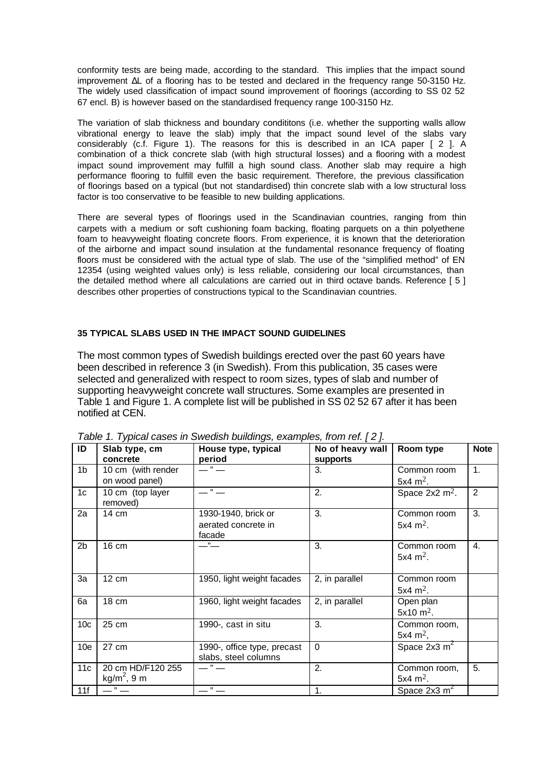conformity tests are being made, according to the standard. This implies that the impact sound improvement ΔL of a flooring has to be tested and declared in the frequency range 50-3150 Hz. The widely used classification of impact sound improvement of floorings (according to SS 02 52 67 encl. B) is however based on the standardised frequency range 100-3150 Hz.

The variation of slab thickness and boundary condititons (i.e. whether the supporting walls allow vibrational energy to leave the slab) imply that the impact sound level of the slabs vary considerably (c.f. Figure 1). The reasons for this is described in an ICA paper [ 2 ]. A combination of a thick concrete slab (with high structural losses) and a flooring with a modest impact sound improvement may fulfill a high sound class. Another slab may require a high performance flooring to fulfill even the basic requirement. Therefore, the previous classification of floorings based on a typical (but not standardised) thin concrete slab with a low structural loss factor is too conservative to be feasible to new building applications.

There are several types of floorings used in the Scandinavian countries, ranging from thin carpets with a medium or soft cushioning foam backing, floating parquets on a thin polyethene foam to heavyweight floating concrete floors. From experience, it is known that the deterioration of the airborne and impact sound insulation at the fundamental resonance frequency of floating floors must be considered with the actual type of slab. The use of the "simplified method" of EN 12354 (using weighted values only) is less reliable, considering our local circumstances, than the detailed method where all calculations are carried out in third octave bands. Reference [ 5 ] describes other properties of constructions typical to the Scandinavian countries.

**35 TYPICAL SLABS USED IN THE IMPACT SOUND GUIDELINES**

The most common types of Swedish buildings erected over the past 60 years have been described in reference 3 (in Swedish). From this publication, 35 cases were selected and generalized with respect to room sizes, types of slab and number of supporting heavyweight concrete wall structures. Some examples are presented in Table 1 and Figure 1. A complete list will be published in SS 02 52 67 after it has been notified at CEN.

*Table 1. Typical cases in Swedish buildings, examples, from ref. [ 2 ].*

| ID | Slab type, cm concrete | House type, typical period | No of heavy wall supports | Room type | Note |
|---|---|---|---|---|---|
| 1b | 10 cm (with render on wood panel) | — " — | 3. | Common room 5x4 $m^2$. | 1. |
| 1c | 10 cm (top layer removed) | — " — | 2. | Space 2x2 $m^2$. | 2 |
| 2a | 14 cm | 1930-1940, brick or aerated concrete in facade | 3. | Common room 5x4 $m^2$. | 3. |
| 2b | 16 cm | —"— | 3. | Common room 5x4 $m^2$. | 4. |
| 3a | 12 cm | 1950, light weight facades | 2, in parallel | Common room 5x4 $m^2$. | |
| 6a | 18 cm | 1960, light weight facades | 2, in parallel | Open plan 5x10 $m^2$. | |
| 10c | 25 cm | 1990-, cast in situ | 3. | Common room, 5x4 $m^2$, | |
| 10e | 27 cm | 1990-, office type, precast slabs, steel columns | 0 | Space 2x3 $m^2$ | |
| 11c | 20 cm HD/F120 255 $kg/m^2$, 9 m | — " — | 2. | Common room, 5x4 $m^2$. | 5. |
| 11f | — " — | — " — | 1. | Space 2x3 $m^2$ | |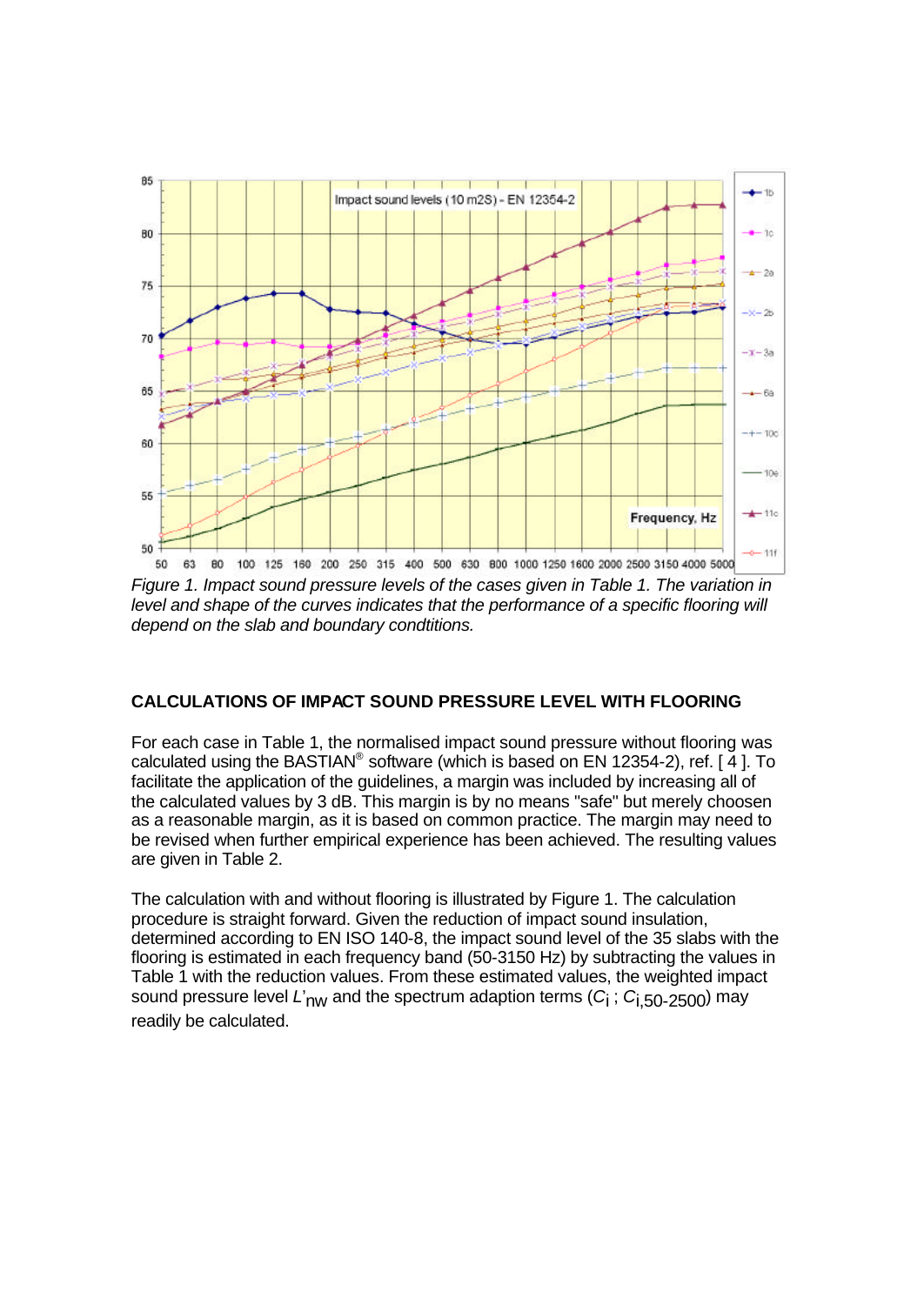*Figure 1. Impact sound pressure levels of the cases given in Table 1. The variation in level and shape of the curves indicates that the performance of a specific flooring will depend on the slab and boundary condtitions.*

## CALCULATIONS OF IMPACT SOUND PRESSURE LEVEL WITH FLOORING

For each case in Table 1, the normalised impact sound pressure without flooring was calculated using the BASTIAN® software (which is based on EN 12354-2), ref. [ 4 ]. To facilitate the application of the guidelines, a margin was included by increasing all of the calculated values by 3 dB. This margin is by no means "safe" but merely choosen as a reasonable margin, as it is based on common practice. The margin may need to be revised when further empirical experience has been achieved. The resulting values are given in Table 2.

The calculation with and without flooring is illustrated by Figure 1. The calculation procedure is straight forward. Given the reduction of impact sound insulation, determined according to EN ISO 140-8, the impact sound level of the 35 slabs with the flooring is estimated in each frequency band (50-3150 Hz) by subtracting the values in Table 1 with the reduction values. From these estimated values, the weighted impact sound pressure level $L'_{nw}$ and the spectrum adaption terms ($C_i$ ; $C_{i,50\text{-}2500}$) may readily be calculated.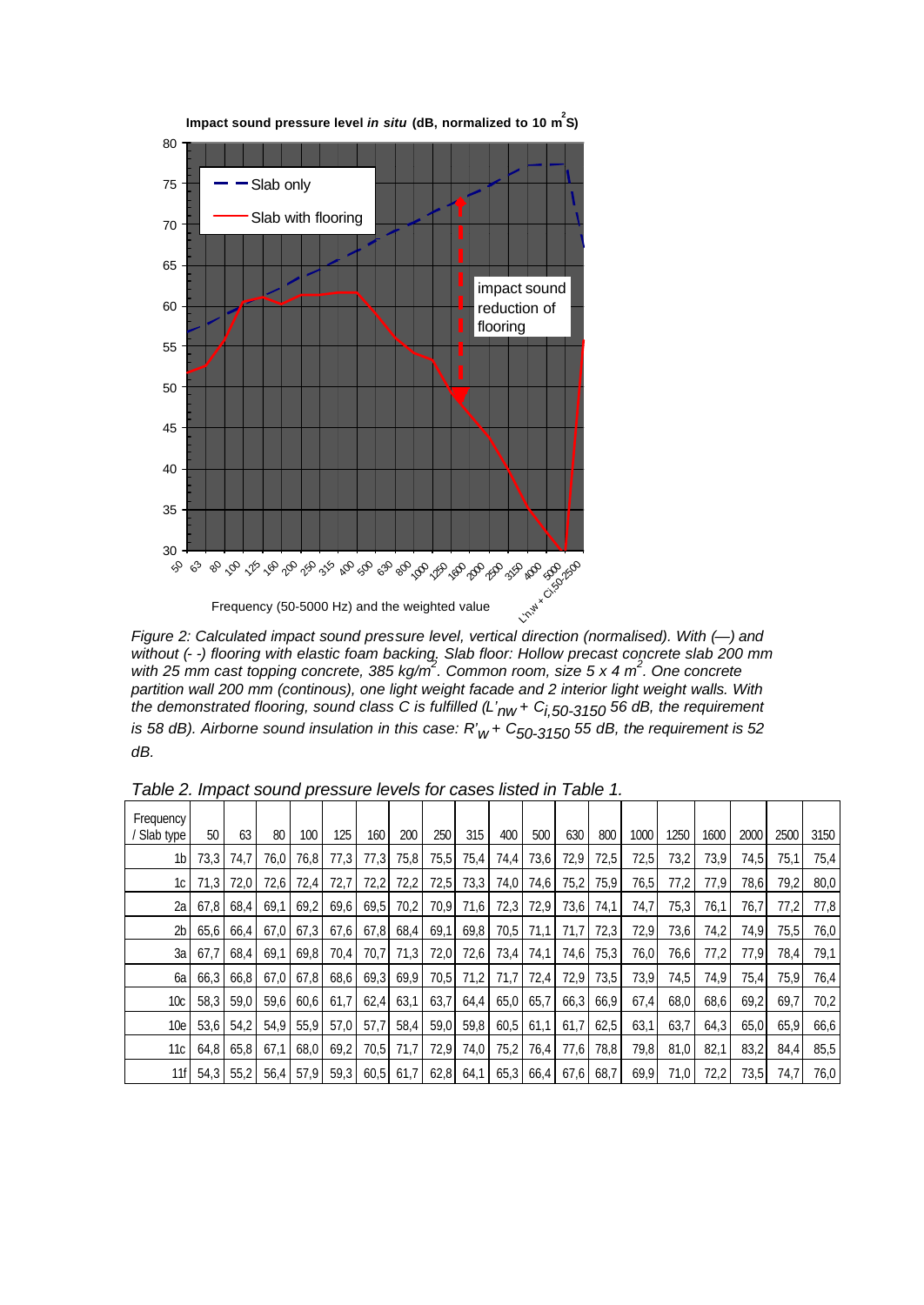Figure 2: *Calculated impact sound pressure level, vertical direction (normalised). With (—) and without (- -) flooring with elastic foam backing. Slab floor: Hollow precast concrete slab 200 mm with 25 mm cast topping concrete, 385 kg/m$^2$. Common room, size 5 x 4 m$^2$. One concrete partition wall 200 mm (continous), one light weight facade and 2 interior light weight walls. With the demonstrated flooring, sound class C is fulfilled ($L'_{nw} + C_{i,50\text{-}3150}$ 56 dB, the requirement is 58 dB). Airborne sound insulation in this case: $R'_w + C_{50\text{-}3150}$ 55 dB, the requirement is 52 dB.*

*Table 2. Impact sound pressure levels for cases listed in Table 1.*

| Frequency / Slab type | 50 | 63 | 80 | 100 | 125 | 160 | 200 | 250 | 315 | 400 | 500 | 630 | 800 | 1000 | 1250 | 1600 | 2000 | 2500 | 3150 |
|---|---|---|---|---|---|---|---|---|---|---|---|---|---|---|---|---|---|---|---|
| 1b | 73,3 | 74,7 | 76,0 | 76,8 | 77,3 | 77,3 | 75,8 | 75,5 | 75,4 | 74,4 | 73,6 | 72,9 | 72,5 | 72,5 | 73,2 | 73,9 | 74,5 | 75,1 | 75,4 |
| 1c | 71,3 | 72,0 | 72,6 | 72,4 | 72,7 | 72,2 | 72,2 | 72,5 | 73,3 | 74,0 | 74,6 | 75,2 | 75,9 | 76,5 | 77,2 | 77,9 | 78,6 | 79,2 | 80,0 |
| 2a | 67,8 | 68,4 | 69,1 | 69,2 | 69,6 | 69,5 | 70,2 | 70,9 | 71,6 | 72,3 | 72,9 | 73,6 | 74,1 | 74,7 | 75,3 | 76,1 | 76,7 | 77,2 | 77,8 |
| 2b | 65,6 | 66,4 | 67,0 | 67,3 | 67,6 | 67,8 | 68,4 | 69,1 | 69,8 | 70,5 | 71,1 | 71,7 | 72,3 | 72,9 | 73,6 | 74,2 | 74,9 | 75,5 | 76,0 |
| 3a | 67,7 | 68,4 | 69,1 | 69,8 | 70,4 | 70,7 | 71,3 | 72,0 | 72,6 | 73,4 | 74,1 | 74,6 | 75,3 | 76,0 | 76,6 | 77,2 | 77,9 | 78,4 | 79,1 |
| 6a | 66,3 | 66,8 | 67,0 | 67,8 | 68,6 | 69,3 | 69,9 | 70,5 | 71,2 | 71,7 | 72,4 | 72,9 | 73,5 | 73,9 | 74,5 | 74,9 | 75,4 | 75,9 | 76,4 |
| 10c | 58,3 | 59,0 | 59,6 | 60,6 | 61,7 | 62,4 | 63,1 | 63,7 | 64,4 | 65,0 | 65,7 | 66,3 | 66,9 | 67,4 | 68,0 | 68,6 | 69,2 | 69,7 | 70,2 |
| 10e | 53,6 | 54,2 | 54,9 | 55,9 | 57,0 | 57,7 | 58,4 | 59,0 | 59,8 | 60,5 | 61,1 | 61,7 | 62,5 | 63,1 | 63,7 | 64,3 | 65,0 | 65,9 | 66,6 |
| 11c | 64,8 | 65,8 | 67,1 | 68,0 | 69,2 | 70,5 | 71,7 | 72,9 | 74,0 | 75,2 | 76,4 | 77,6 | 78,8 | 79,8 | 81,0 | 82,1 | 83,2 | 84,4 | 85,5 |
| 11f | 54,3 | 55,2 | 56,4 | 57,9 | 59,3 | 60,5 | 61,7 | 62,8 | 64,1 | 65,3 | 66,4 | 67,6 | 68,7 | 69,9 | 71,0 | 72,2 | 73,5 | 74,7 | 76,0 |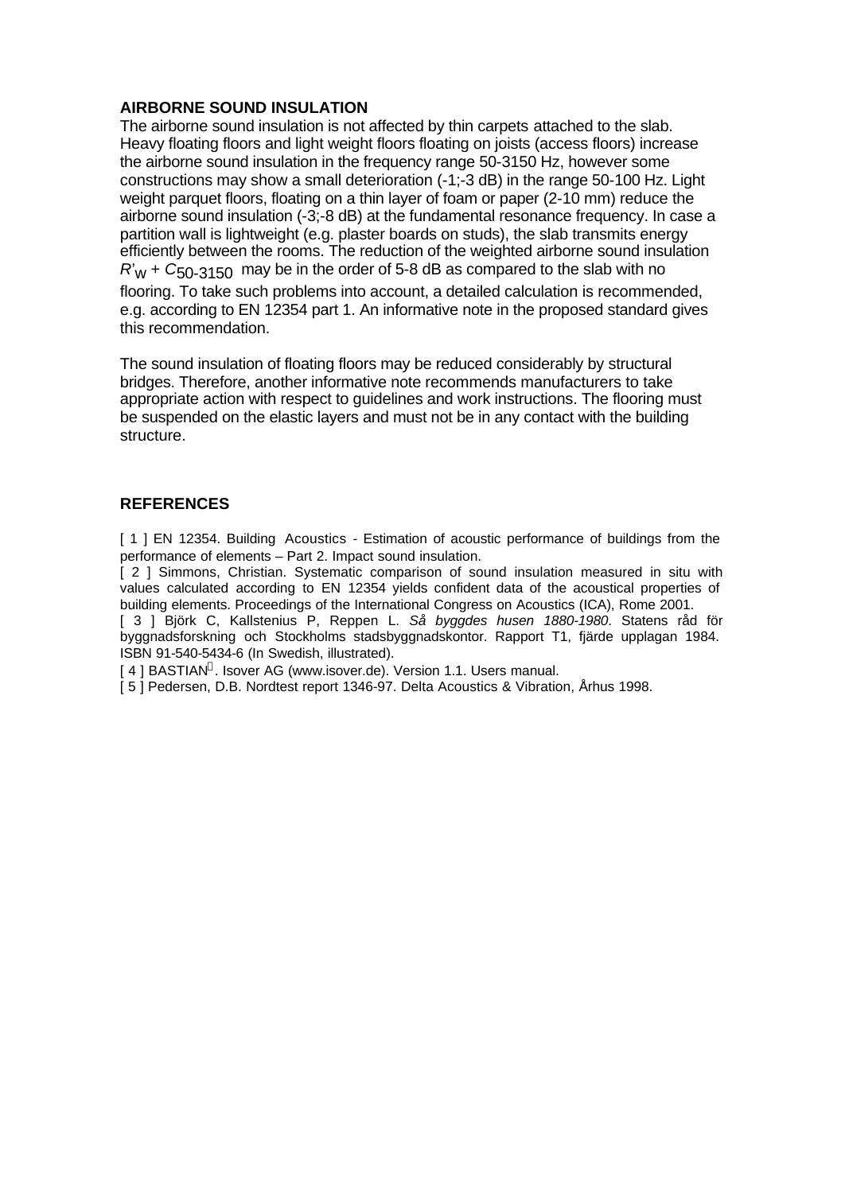**AIRBORNE SOUND INSULATION**

The airborne sound insulation is not affected by thin carpets attached to the slab. Heavy floating floors and light weight floors floating on joists (access floors) increase the airborne sound insulation in the frequency range 50-3150 Hz, however some constructions may show a small deterioration (-1;-3 dB) in the range 50-100 Hz. Light weight parquet floors, floating on a thin layer of foam or paper (2-10 mm) reduce the airborne sound insulation (-3;-8 dB) at the fundamental resonance frequency. In case a partition wall is lightweight (e.g. plaster boards on studs), the slab transmits energy efficiently between the rooms. The reduction of the weighted airborne sound insulation $R'_w + C_{50\text{-}3150}$ may be in the order of 5-8 dB as compared to the slab with no flooring. To take such problems into account, a detailed calculation is recommended, e.g. according to EN 12354 part 1. An informative note in the proposed standard gives this recommendation.

The sound insulation of floating floors may be reduced considerably by structural bridges. Therefore, another informative note recommends manufacturers to take appropriate action with respect to guidelines and work instructions. The flooring must be suspended on the elastic layers and must not be in any contact with the building structure.

**REFERENCES**

[ 1 ] EN 12354. Building Acoustics - Estimation of acoustic performance of buildings from the performance of elements – Part 2. Impact sound insulation.

[ 2 ] Simmons, Christian. Systematic comparison of sound insulation measured in situ with values calculated according to EN 12354 yields confident data of the acoustical properties of building elements. Proceedings of the International Congress on Acoustics (ICA), Rome 2001.

[ 3 ] Björk C, Kallstenius P, Reppen L. *Så byggdes husen 1880-1980*. Statens råd för byggnadsforskning och Stockholms stadsbyggnadskontor. Rapport T1, fjärde upplagan 1984. ISBN 91-540-5434-6 (In Swedish, illustrated).

[ 4 ] BASTIAN®. Isover AG (www.isover.de). Version 1.1. Users manual.

[ 5 ] Pedersen, D.B. Nordtest report 1346-97. Delta Acoustics & Vibration, Århus 1998.